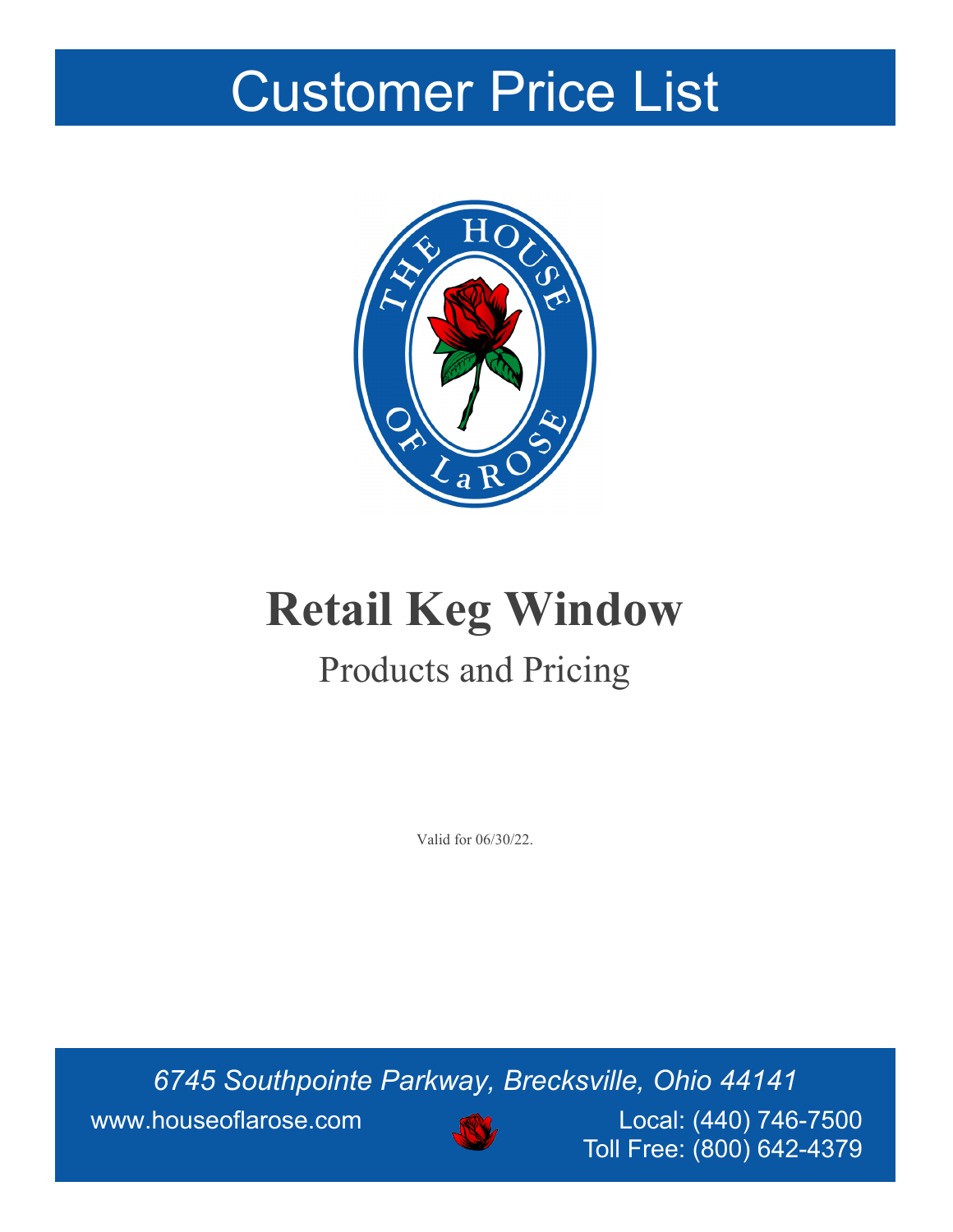# Customer Price List

# Retail Keg Window

## Products and Pricing

Valid for 06/30/22.

*6745 Southpointe Parkway, Brecksville, Ohio 44141*

www.houseoflarose.com

Local: (440) 746-7500
Toll Free: (800) 642-4379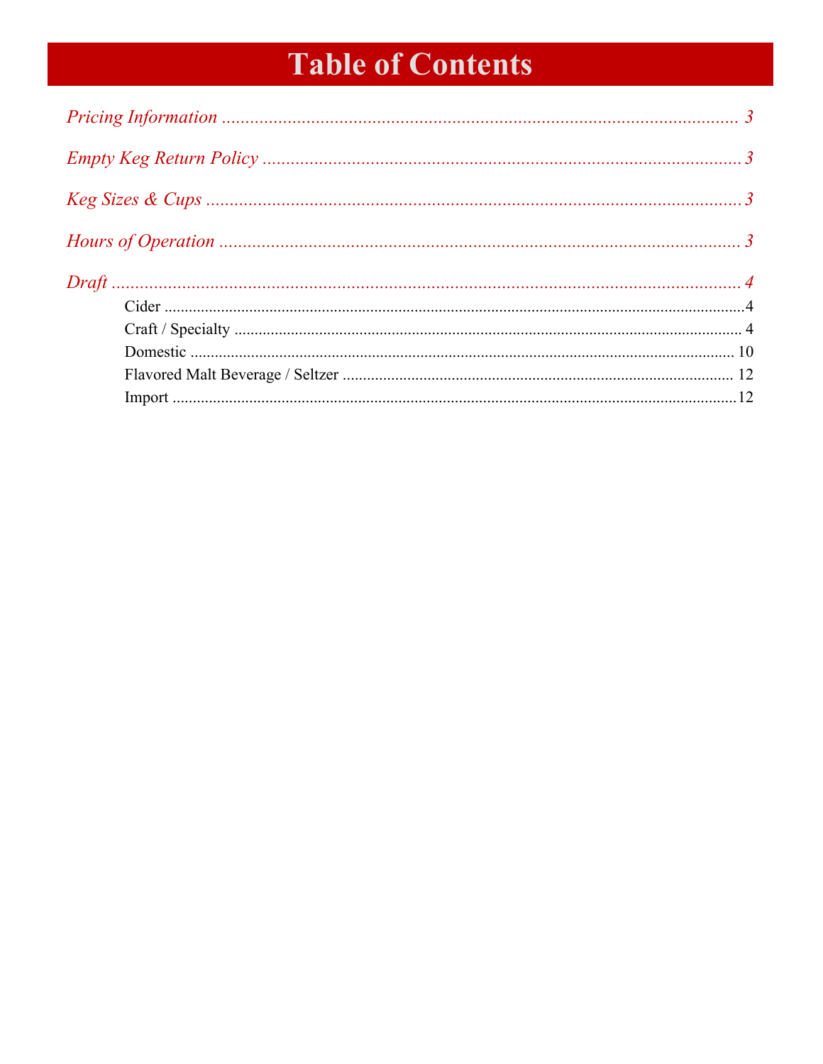# Table of Contents

*Pricing Information* ........ 3

*Empty Keg Return Policy* ........ 3

*Keg Sizes & Cups* ........ 3

*Hours of Operation* ........ 3

*Draft* ........ 4

- Cider ........ 4
- Craft / Specialty ........ 4
- Domestic ........ 10
- Flavored Malt Beverage / Seltzer ........ 12
- Import ........ 12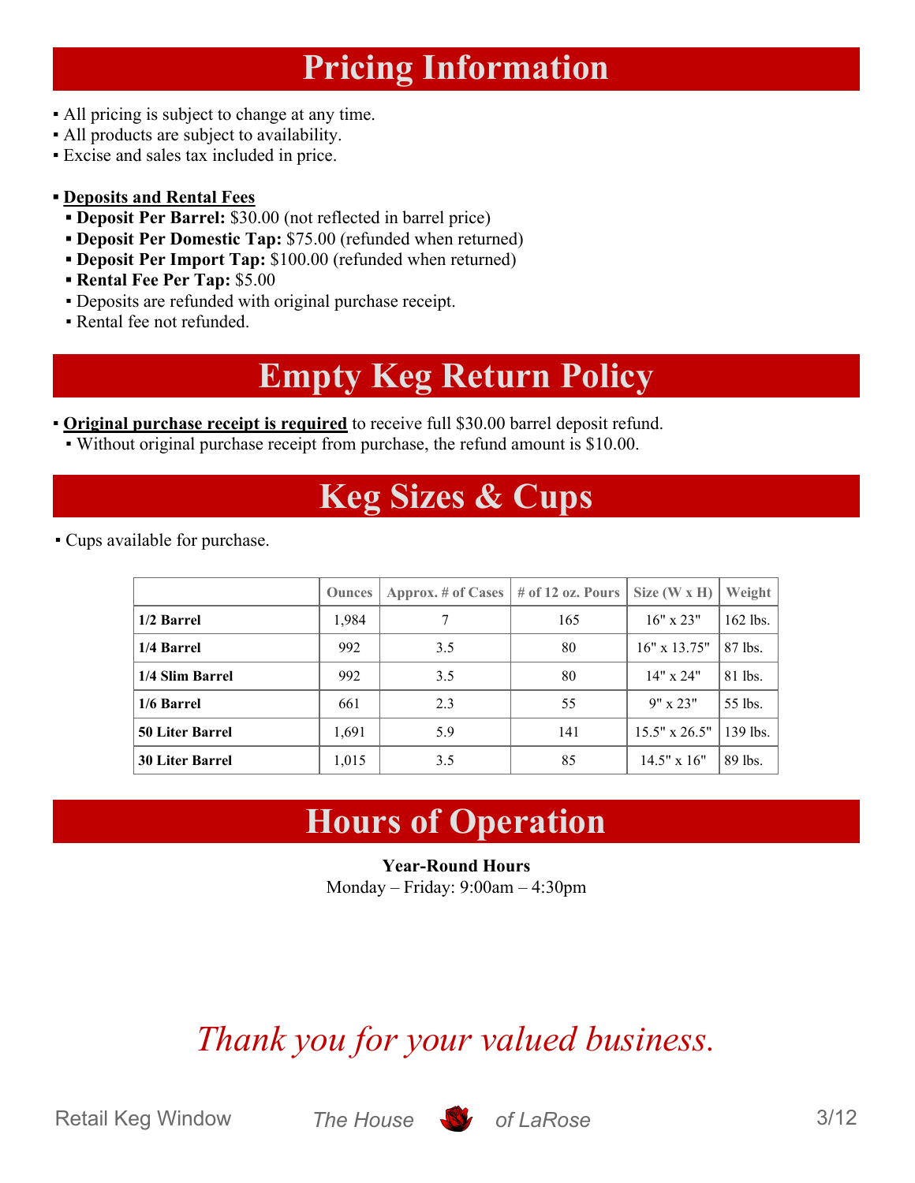# Pricing Information

- All pricing is subject to change at any time.
- All products are subject to availability.
- Excise and sales tax included in price.

- **Deposits and Rental Fees**
  - **Deposit Per Barrel:** $30.00 (not reflected in barrel price)
  - **Deposit Per Domestic Tap:** $75.00 (refunded when returned)
  - **Deposit Per Import Tap:** $100.00 (refunded when returned)
  - **Rental Fee Per Tap:** $5.00
  - Deposits are refunded with original purchase receipt.
  - Rental fee not refunded.

# Empty Keg Return Policy

- **Original purchase receipt is required** to receive full $30.00 barrel deposit refund.
  - Without original purchase receipt from purchase, the refund amount is $10.00.

# Keg Sizes & Cups

- Cups available for purchase.

| | Ounces | Approx. # of Cases | # of 12 oz. Pours | Size (W x H) | Weight |
|---|---|---|---|---|---|
| **1/2 Barrel** | 1,984 | 7 | 165 | 16" x 23" | 162 lbs. |
| **1/4 Barrel** | 992 | 3.5 | 80 | 16" x 13.75" | 87 lbs. |
| **1/4 Slim Barrel** | 992 | 3.5 | 80 | 14" x 24" | 81 lbs. |
| **1/6 Barrel** | 661 | 2.3 | 55 | 9" x 23" | 55 lbs. |
| **50 Liter Barrel** | 1,691 | 5.9 | 141 | 15.5" x 26.5" | 139 lbs. |
| **30 Liter Barrel** | 1,015 | 3.5 | 85 | 14.5" x 16" | 89 lbs. |

# Hours of Operation

**Year-Round Hours**
Monday – Friday: 9:00am – 4:30pm

*Thank you for your valued business.*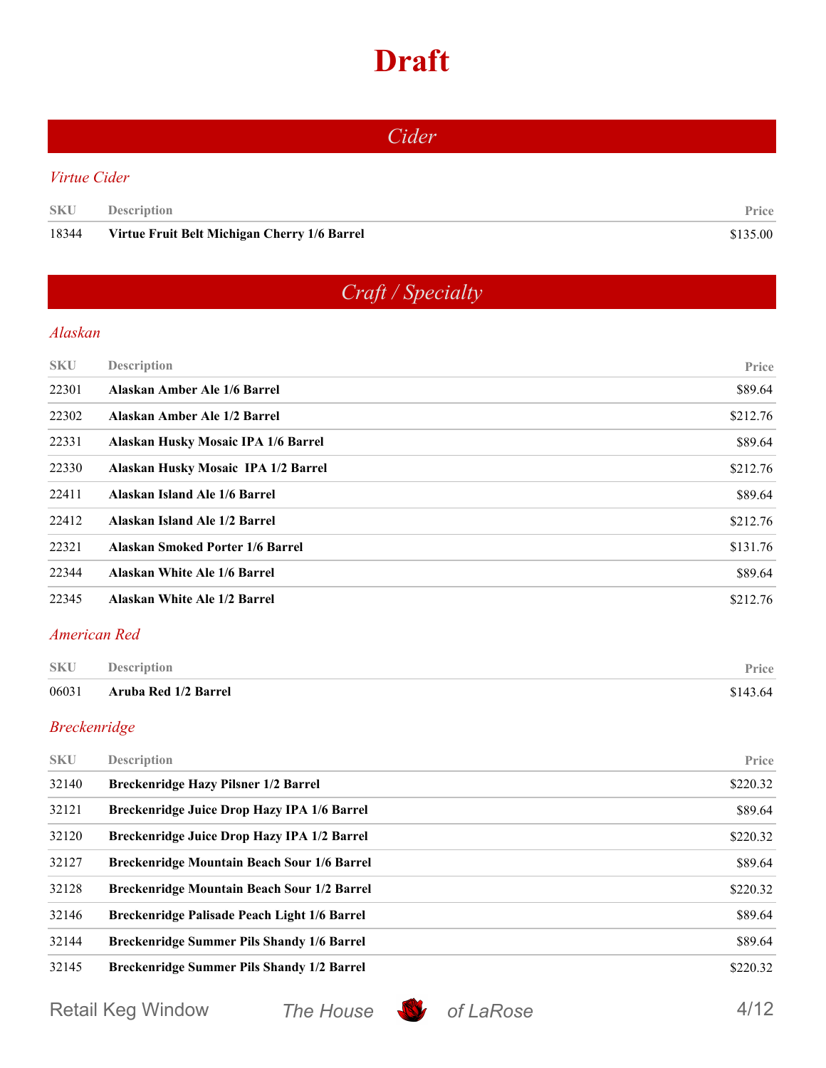# Draft

## Cider

### Virtue Cider

| SKU | Description | Price |
|---|---|---|
| 18344 | **Virtue Fruit Belt Michigan Cherry 1/6 Barrel** | $135.00 |

## Craft / Specialty

### Alaskan

| SKU | Description | Price |
|---|---|---|
| 22301 | **Alaskan Amber Ale 1/6 Barrel** | $89.64 |
| 22302 | **Alaskan Amber Ale 1/2 Barrel** | $212.76 |
| 22331 | **Alaskan Husky Mosaic IPA 1/6 Barrel** | $89.64 |
| 22330 | **Alaskan Husky Mosaic IPA 1/2 Barrel** | $212.76 |
| 22411 | **Alaskan Island Ale 1/6 Barrel** | $89.64 |
| 22412 | **Alaskan Island Ale 1/2 Barrel** | $212.76 |
| 22321 | **Alaskan Smoked Porter 1/6 Barrel** | $131.76 |
| 22344 | **Alaskan White Ale 1/6 Barrel** | $89.64 |
| 22345 | **Alaskan White Ale 1/2 Barrel** | $212.76 |

### American Red

| SKU | Description | Price |
|---|---|---|
| 06031 | **Aruba Red 1/2 Barrel** | $143.64 |

### Breckenridge

| SKU | Description | Price |
|---|---|---|
| 32140 | **Breckenridge Hazy Pilsner 1/2 Barrel** | $220.32 |
| 32121 | **Breckenridge Juice Drop Hazy IPA 1/6 Barrel** | $89.64 |
| 32120 | **Breckenridge Juice Drop Hazy IPA 1/2 Barrel** | $220.32 |
| 32127 | **Breckenridge Mountain Beach Sour 1/6 Barrel** | $89.64 |
| 32128 | **Breckenridge Mountain Beach Sour 1/2 Barrel** | $220.32 |
| 32146 | **Breckenridge Palisade Peach Light 1/6 Barrel** | $89.64 |
| 32144 | **Breckenridge Summer Pils Shandy 1/6 Barrel** | $89.64 |
| 32145 | **Breckenridge Summer Pils Shandy 1/2 Barrel** | $220.32 |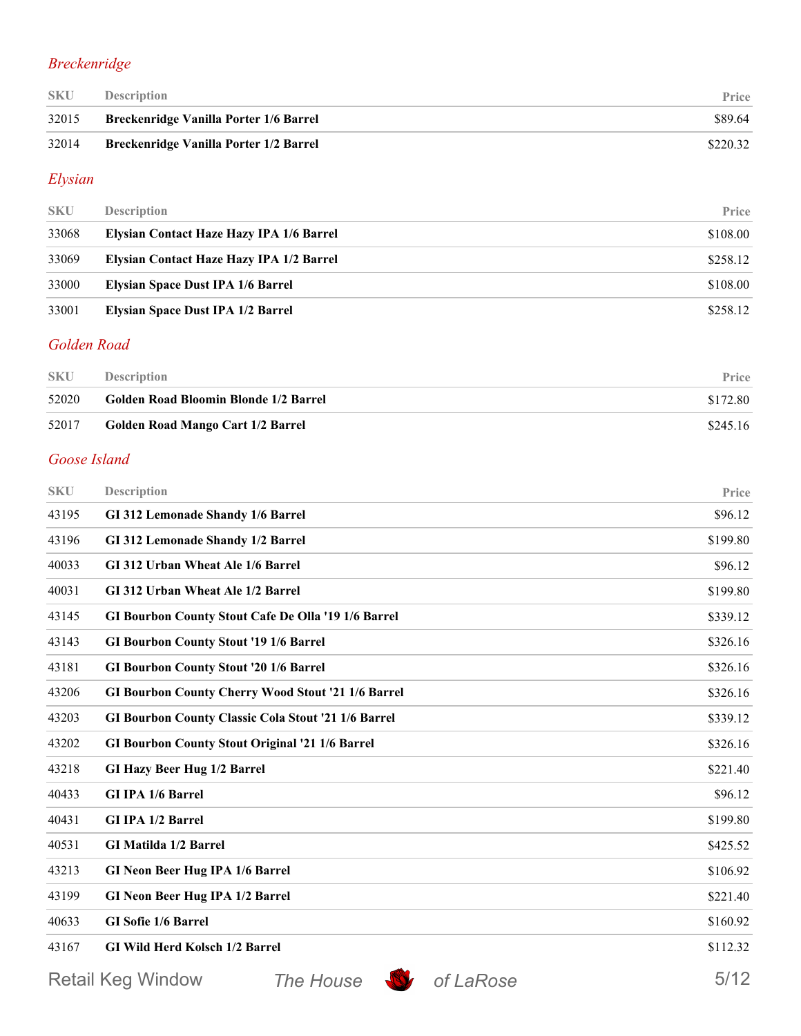*Breckenridge*

| SKU | Description | Price |
| --- | --- | --- |
| 32015 | **Breckenridge Vanilla Porter 1/6 Barrel** | $89.64 |
| 32014 | **Breckenridge Vanilla Porter 1/2 Barrel** | $220.32 |

*Elysian*

| SKU | Description | Price |
| --- | --- | --- |
| 33068 | **Elysian Contact Haze Hazy IPA 1/6 Barrel** | $108.00 |
| 33069 | **Elysian Contact Haze Hazy IPA 1/2 Barrel** | $258.12 |
| 33000 | **Elysian Space Dust IPA 1/6 Barrel** | $108.00 |
| 33001 | **Elysian Space Dust IPA 1/2 Barrel** | $258.12 |

*Golden Road*

| SKU | Description | Price |
| --- | --- | --- |
| 52020 | **Golden Road Bloomin Blonde 1/2 Barrel** | $172.80 |
| 52017 | **Golden Road Mango Cart 1/2 Barrel** | $245.16 |

*Goose Island*

| SKU | Description | Price |
| --- | --- | --- |
| 43195 | **GI 312 Lemonade Shandy 1/6 Barrel** | $96.12 |
| 43196 | **GI 312 Lemonade Shandy 1/2 Barrel** | $199.80 |
| 40033 | **GI 312 Urban Wheat Ale 1/6 Barrel** | $96.12 |
| 40031 | **GI 312 Urban Wheat Ale 1/2 Barrel** | $199.80 |
| 43145 | **GI Bourbon County Stout Cafe De Olla '19 1/6 Barrel** | $339.12 |
| 43143 | **GI Bourbon County Stout '19 1/6 Barrel** | $326.16 |
| 43181 | **GI Bourbon County Stout '20 1/6 Barrel** | $326.16 |
| 43206 | **GI Bourbon County Cherry Wood Stout '21 1/6 Barrel** | $326.16 |
| 43203 | **GI Bourbon County Classic Cola Stout '21 1/6 Barrel** | $339.12 |
| 43202 | **GI Bourbon County Stout Original '21 1/6 Barrel** | $326.16 |
| 43218 | **GI Hazy Beer Hug 1/2 Barrel** | $221.40 |
| 40433 | **GI IPA 1/6 Barrel** | $96.12 |
| 40431 | **GI IPA 1/2 Barrel** | $199.80 |
| 40531 | **GI Matilda 1/2 Barrel** | $425.52 |
| 43213 | **GI Neon Beer Hug IPA 1/6 Barrel** | $106.92 |
| 43199 | **GI Neon Beer Hug IPA 1/2 Barrel** | $221.40 |
| 40633 | **GI Sofie 1/6 Barrel** | $160.92 |
| 43167 | **GI Wild Herd Kolsch 1/2 Barrel** | $112.32 |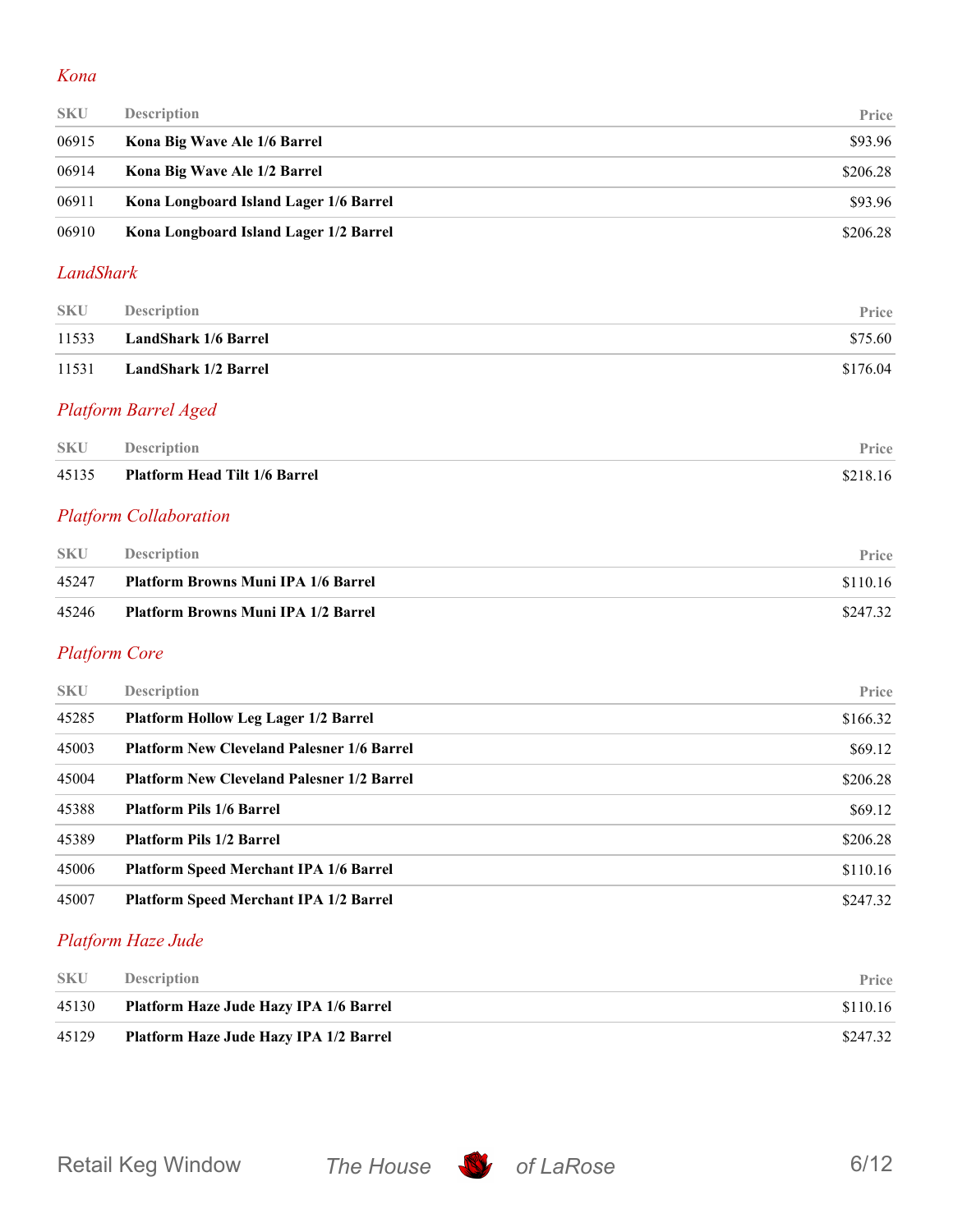## Kona

| SKU | Description | Price |
|---|---|---|
| 06915 | **Kona Big Wave Ale 1/6 Barrel** | $93.96 |
| 06914 | **Kona Big Wave Ale 1/2 Barrel** | $206.28 |
| 06911 | **Kona Longboard Island Lager 1/6 Barrel** | $93.96 |
| 06910 | **Kona Longboard Island Lager 1/2 Barrel** | $206.28 |

## LandShark

| SKU | Description | Price |
|---|---|---|
| 11533 | **LandShark 1/6 Barrel** | $75.60 |
| 11531 | **LandShark 1/2 Barrel** | $176.04 |

## Platform Barrel Aged

| SKU | Description | Price |
|---|---|---|
| 45135 | **Platform Head Tilt 1/6 Barrel** | $218.16 |

## Platform Collaboration

| SKU | Description | Price |
|---|---|---|
| 45247 | **Platform Browns Muni IPA 1/6 Barrel** | $110.16 |
| 45246 | **Platform Browns Muni IPA 1/2 Barrel** | $247.32 |

## Platform Core

| SKU | Description | Price |
|---|---|---|
| 45285 | **Platform Hollow Leg Lager 1/2 Barrel** | $166.32 |
| 45003 | **Platform New Cleveland Palesner 1/6 Barrel** | $69.12 |
| 45004 | **Platform New Cleveland Palesner 1/2 Barrel** | $206.28 |
| 45388 | **Platform Pils 1/6 Barrel** | $69.12 |
| 45389 | **Platform Pils 1/2 Barrel** | $206.28 |
| 45006 | **Platform Speed Merchant IPA 1/6 Barrel** | $110.16 |
| 45007 | **Platform Speed Merchant IPA 1/2 Barrel** | $247.32 |

## Platform Haze Jude

| SKU | Description | Price |
|---|---|---|
| 45130 | **Platform Haze Jude Hazy IPA 1/6 Barrel** | $110.16 |
| 45129 | **Platform Haze Jude Hazy IPA 1/2 Barrel** | $247.32 |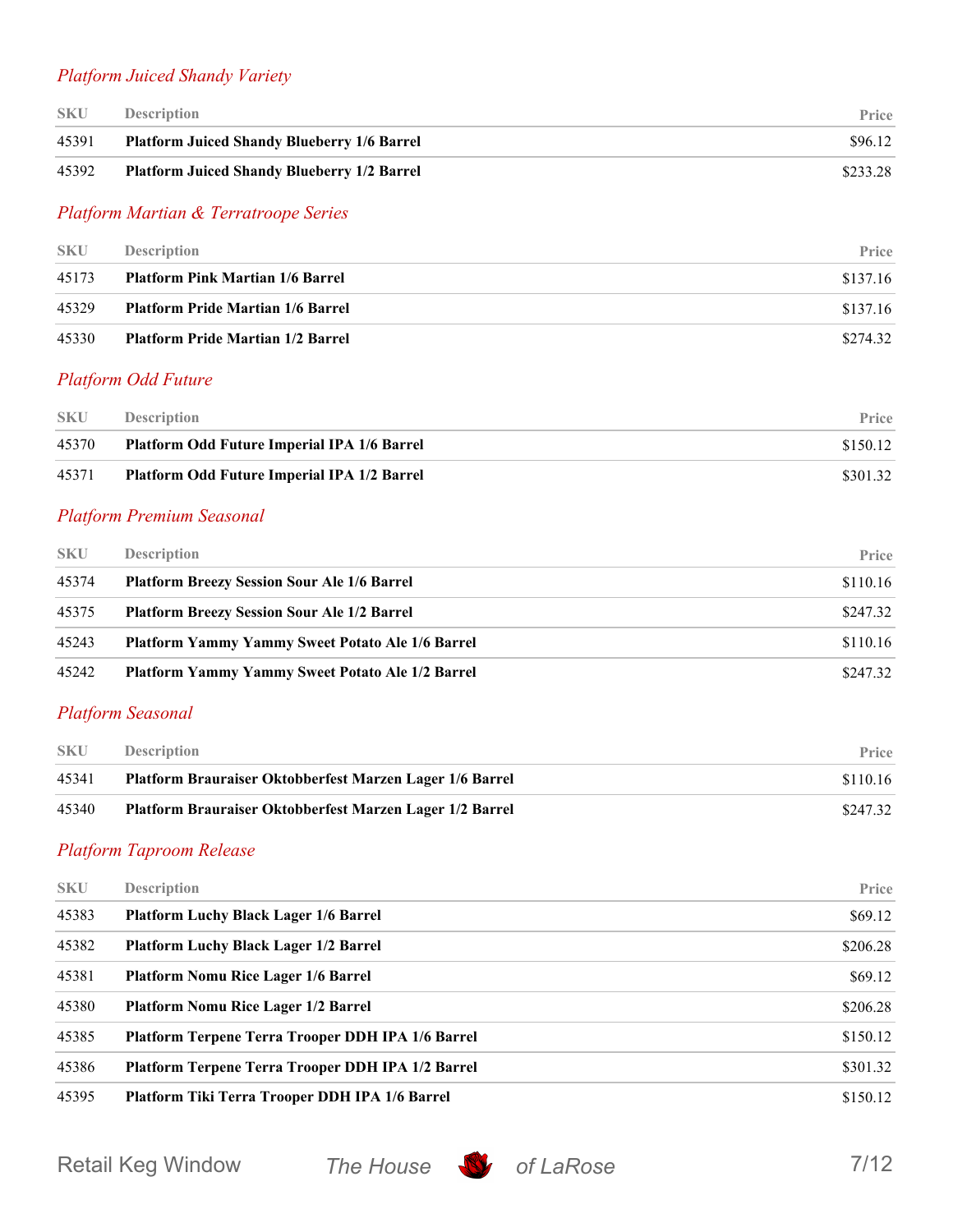### *Platform Juiced Shandy Variety*

| SKU | Description | Price |
|---|---|---|
| 45391 | **Platform Juiced Shandy Blueberry 1/6 Barrel** | $96.12 |
| 45392 | **Platform Juiced Shandy Blueberry 1/2 Barrel** | $233.28 |

### *Platform Martian & Terratroope Series*

| SKU | Description | Price |
|---|---|---|
| 45173 | **Platform Pink Martian 1/6 Barrel** | $137.16 |
| 45329 | **Platform Pride Martian 1/6 Barrel** | $137.16 |
| 45330 | **Platform Pride Martian 1/2 Barrel** | $274.32 |

### *Platform Odd Future*

| SKU | Description | Price |
|---|---|---|
| 45370 | **Platform Odd Future Imperial IPA 1/6 Barrel** | $150.12 |
| 45371 | **Platform Odd Future Imperial IPA 1/2 Barrel** | $301.32 |

### *Platform Premium Seasonal*

| SKU | Description | Price |
|---|---|---|
| 45374 | **Platform Breezy Session Sour Ale 1/6 Barrel** | $110.16 |
| 45375 | **Platform Breezy Session Sour Ale 1/2 Barrel** | $247.32 |
| 45243 | **Platform Yammy Yammy Sweet Potato Ale 1/6 Barrel** | $110.16 |
| 45242 | **Platform Yammy Yammy Sweet Potato Ale 1/2 Barrel** | $247.32 |

### *Platform Seasonal*

| SKU | Description | Price |
|---|---|---|
| 45341 | **Platform Brauraiser Oktobberfest Marzen Lager 1/6 Barrel** | $110.16 |
| 45340 | **Platform Brauraiser Oktobberfest Marzen Lager 1/2 Barrel** | $247.32 |

### *Platform Taproom Release*

| SKU | Description | Price |
|---|---|---|
| 45383 | **Platform Luchy Black Lager 1/6 Barrel** | $69.12 |
| 45382 | **Platform Luchy Black Lager 1/2 Barrel** | $206.28 |
| 45381 | **Platform Nomu Rice Lager 1/6 Barrel** | $69.12 |
| 45380 | **Platform Nomu Rice Lager 1/2 Barrel** | $206.28 |
| 45385 | **Platform Terpene Terra Trooper DDH IPA 1/6 Barrel** | $150.12 |
| 45386 | **Platform Terpene Terra Trooper DDH IPA 1/2 Barrel** | $301.32 |
| 45395 | **Platform Tiki Terra Trooper DDH IPA 1/6 Barrel** | $150.12 |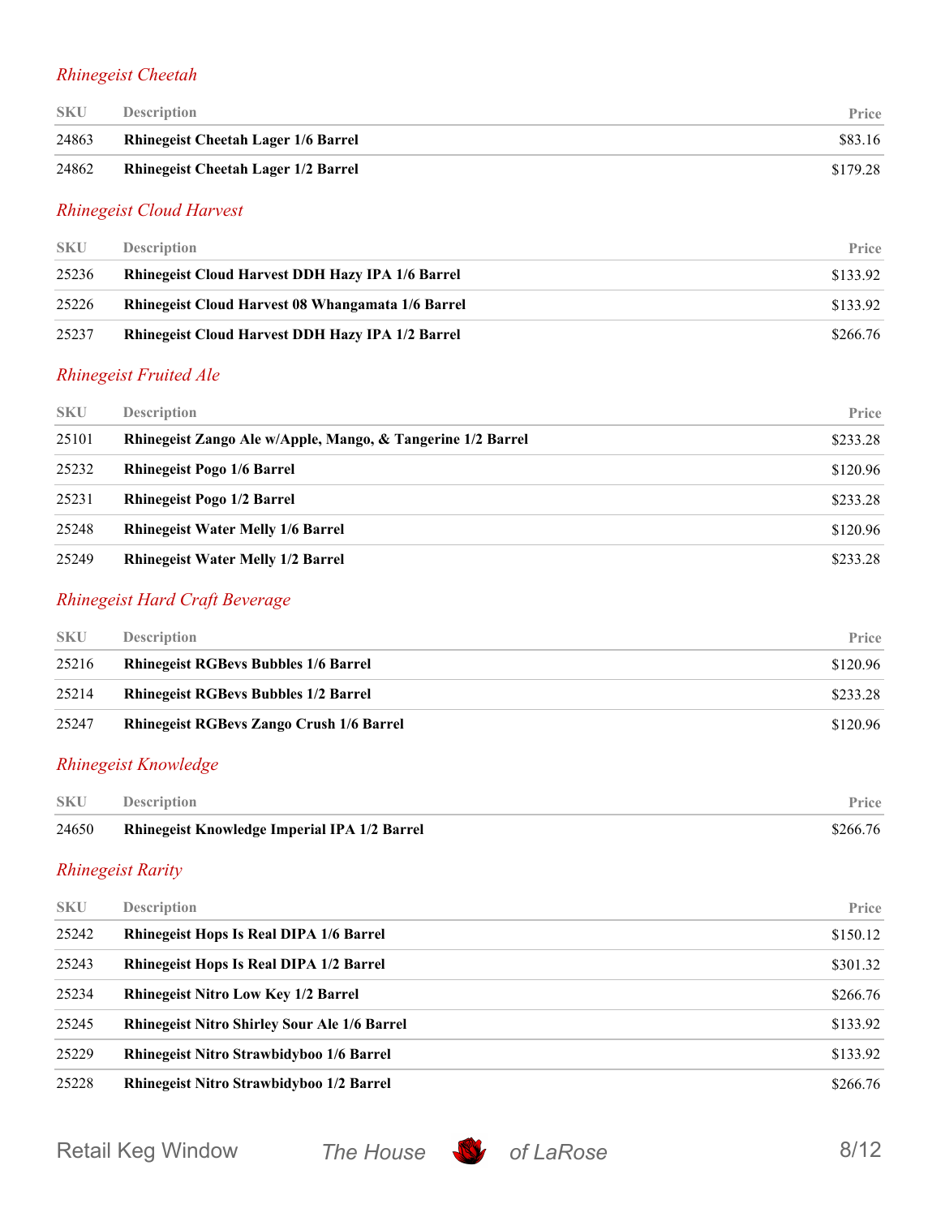### *Rhinegeist Cheetah*

| SKU | Description | Price |
|---|---|---|
| 24863 | **Rhinegeist Cheetah Lager 1/6 Barrel** | $83.16 |
| 24862 | **Rhinegeist Cheetah Lager 1/2 Barrel** | $179.28 |

### *Rhinegeist Cloud Harvest*

| SKU | Description | Price |
|---|---|---|
| 25236 | **Rhinegeist Cloud Harvest DDH Hazy IPA 1/6 Barrel** | $133.92 |
| 25226 | **Rhinegeist Cloud Harvest 08 Whangamata 1/6 Barrel** | $133.92 |
| 25237 | **Rhinegeist Cloud Harvest DDH Hazy IPA 1/2 Barrel** | $266.76 |

### *Rhinegeist Fruited Ale*

| SKU | Description | Price |
|---|---|---|
| 25101 | **Rhinegeist Zango Ale w/Apple, Mango, & Tangerine 1/2 Barrel** | $233.28 |
| 25232 | **Rhinegeist Pogo 1/6 Barrel** | $120.96 |
| 25231 | **Rhinegeist Pogo 1/2 Barrel** | $233.28 |
| 25248 | **Rhinegeist Water Melly 1/6 Barrel** | $120.96 |
| 25249 | **Rhinegeist Water Melly 1/2 Barrel** | $233.28 |

### *Rhinegeist Hard Craft Beverage*

| SKU | Description | Price |
|---|---|---|
| 25216 | **Rhinegeist RGBevs Bubbles 1/6 Barrel** | $120.96 |
| 25214 | **Rhinegeist RGBevs Bubbles 1/2 Barrel** | $233.28 |
| 25247 | **Rhinegeist RGBevs Zango Crush 1/6 Barrel** | $120.96 |

### *Rhinegeist Knowledge*

| SKU | Description | Price |
|---|---|---|
| 24650 | **Rhinegeist Knowledge Imperial IPA 1/2 Barrel** | $266.76 |

### *Rhinegeist Rarity*

| SKU | Description | Price |
|---|---|---|
| 25242 | **Rhinegeist Hops Is Real DIPA 1/6 Barrel** | $150.12 |
| 25243 | **Rhinegeist Hops Is Real DIPA 1/2 Barrel** | $301.32 |
| 25234 | **Rhinegeist Nitro Low Key 1/2 Barrel** | $266.76 |
| 25245 | **Rhinegeist Nitro Shirley Sour Ale 1/6 Barrel** | $133.92 |
| 25229 | **Rhinegeist Nitro Strawbidyboo 1/6 Barrel** | $133.92 |
| 25228 | **Rhinegeist Nitro Strawbidyboo 1/2 Barrel** | $266.76 |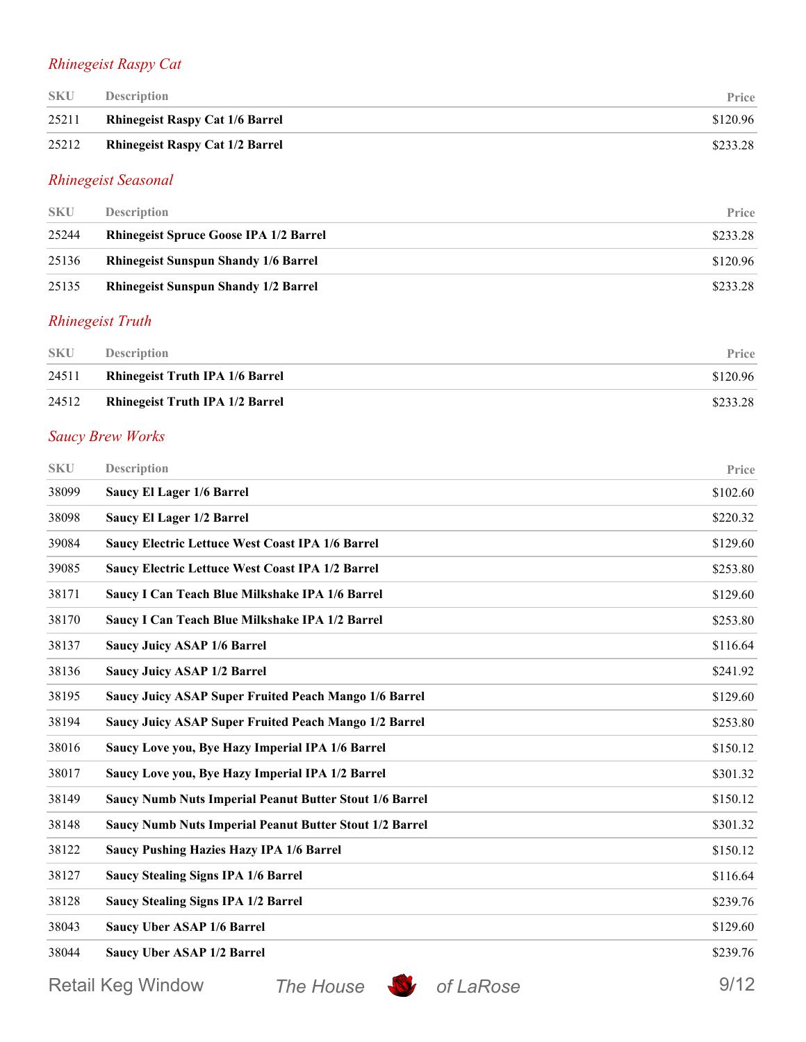### *Rhinegeist Raspy Cat*

| SKU | Description | Price |
|---|---|---|
| 25211 | **Rhinegeist Raspy Cat 1/6 Barrel** | $120.96 |
| 25212 | **Rhinegeist Raspy Cat 1/2 Barrel** | $233.28 |

### *Rhinegeist Seasonal*

| SKU | Description | Price |
|---|---|---|
| 25244 | **Rhinegeist Spruce Goose IPA 1/2 Barrel** | $233.28 |
| 25136 | **Rhinegeist Sunspun Shandy 1/6 Barrel** | $120.96 |
| 25135 | **Rhinegeist Sunspun Shandy 1/2 Barrel** | $233.28 |

### *Rhinegeist Truth*

| SKU | Description | Price |
|---|---|---|
| 24511 | **Rhinegeist Truth IPA 1/6 Barrel** | $120.96 |
| 24512 | **Rhinegeist Truth IPA 1/2 Barrel** | $233.28 |

### *Saucy Brew Works*

| SKU | Description | Price |
|---|---|---|
| 38099 | **Saucy El Lager 1/6 Barrel** | $102.60 |
| 38098 | **Saucy El Lager 1/2 Barrel** | $220.32 |
| 39084 | **Saucy Electric Lettuce West Coast IPA 1/6 Barrel** | $129.60 |
| 39085 | **Saucy Electric Lettuce West Coast IPA 1/2 Barrel** | $253.80 |
| 38171 | **Saucy I Can Teach Blue Milkshake IPA 1/6 Barrel** | $129.60 |
| 38170 | **Saucy I Can Teach Blue Milkshake IPA 1/2 Barrel** | $253.80 |
| 38137 | **Saucy Juicy ASAP 1/6 Barrel** | $116.64 |
| 38136 | **Saucy Juicy ASAP 1/2 Barrel** | $241.92 |
| 38195 | **Saucy Juicy ASAP Super Fruited Peach Mango 1/6 Barrel** | $129.60 |
| 38194 | **Saucy Juicy ASAP Super Fruited Peach Mango 1/2 Barrel** | $253.80 |
| 38016 | **Saucy Love you, Bye Hazy Imperial IPA 1/6 Barrel** | $150.12 |
| 38017 | **Saucy Love you, Bye Hazy Imperial IPA 1/2 Barrel** | $301.32 |
| 38149 | **Saucy Numb Nuts Imperial Peanut Butter Stout 1/6 Barrel** | $150.12 |
| 38148 | **Saucy Numb Nuts Imperial Peanut Butter Stout 1/2 Barrel** | $301.32 |
| 38122 | **Saucy Pushing Hazies Hazy IPA 1/6 Barrel** | $150.12 |
| 38127 | **Saucy Stealing Signs IPA 1/6 Barrel** | $116.64 |
| 38128 | **Saucy Stealing Signs IPA 1/2 Barrel** | $239.76 |
| 38043 | **Saucy Uber ASAP 1/6 Barrel** | $129.60 |
| 38044 | **Saucy Uber ASAP 1/2 Barrel** | $239.76 |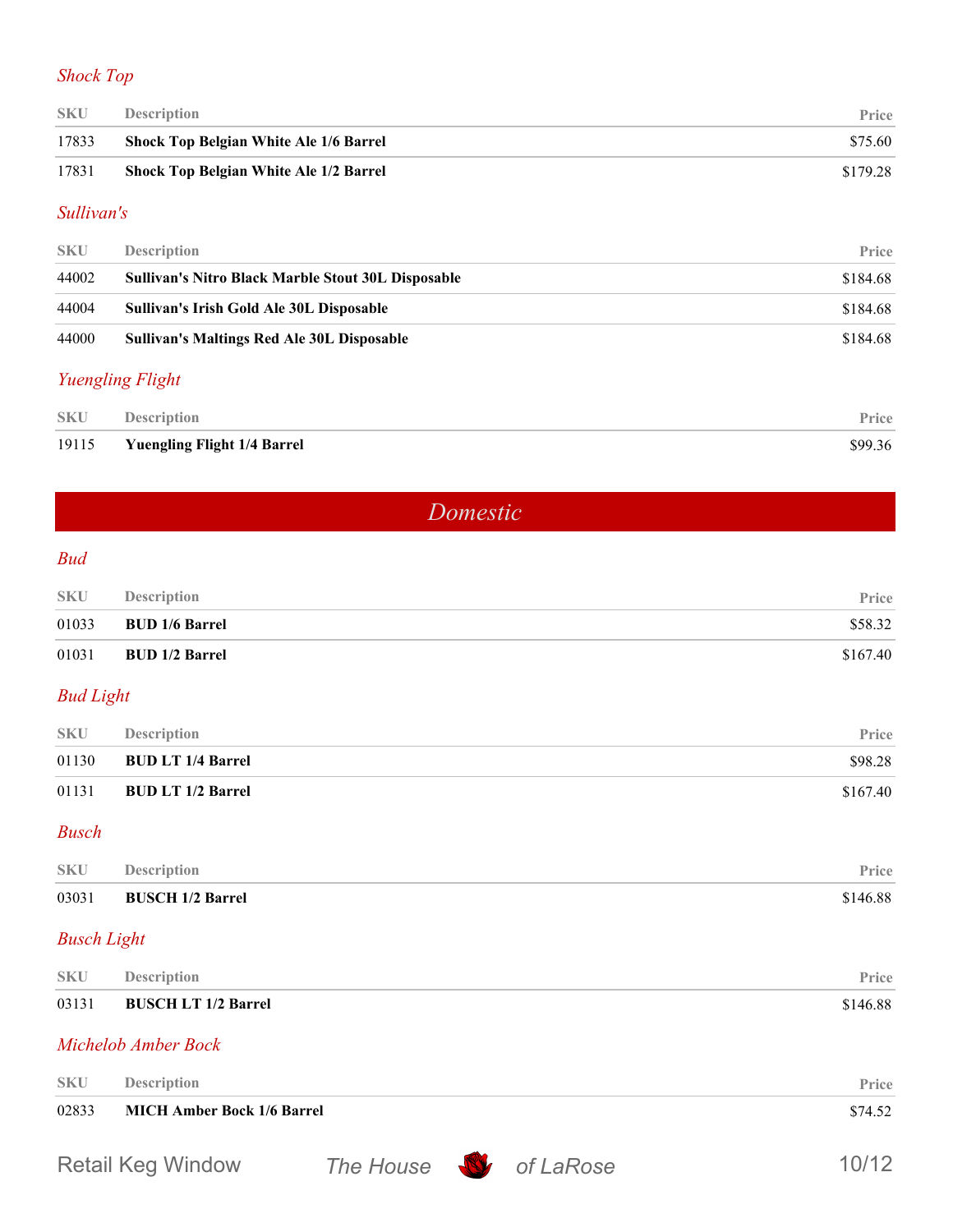### *Shock Top*

| SKU | Description | Price |
|---|---|---|
| 17833 | **Shock Top Belgian White Ale 1/6 Barrel** | $75.60 |
| 17831 | **Shock Top Belgian White Ale 1/2 Barrel** | $179.28 |

### *Sullivan's*

| SKU | Description | Price |
|---|---|---|
| 44002 | **Sullivan's Nitro Black Marble Stout 30L Disposable** | $184.68 |
| 44004 | **Sullivan's Irish Gold Ale 30L Disposable** | $184.68 |
| 44000 | **Sullivan's Maltings Red Ale 30L Disposable** | $184.68 |

### *Yuengling Flight*

| SKU | Description | Price |
|---|---|---|
| 19115 | **Yuengling Flight 1/4 Barrel** | $99.36 |

## *Domestic*

### *Bud*

| SKU | Description | Price |
|---|---|---|
| 01033 | **BUD 1/6 Barrel** | $58.32 |
| 01031 | **BUD 1/2 Barrel** | $167.40 |

### *Bud Light*

| SKU | Description | Price |
|---|---|---|
| 01130 | **BUD LT 1/4 Barrel** | $98.28 |
| 01131 | **BUD LT 1/2 Barrel** | $167.40 |

### *Busch*

| SKU | Description | Price |
|---|---|---|
| 03031 | **BUSCH 1/2 Barrel** | $146.88 |

### *Busch Light*

| SKU | Description | Price |
|---|---|---|
| 03131 | **BUSCH LT 1/2 Barrel** | $146.88 |

### *Michelob Amber Bock*

| SKU | Description | Price |
|---|---|---|
| 02833 | **MICH Amber Bock 1/6 Barrel** | $74.52 |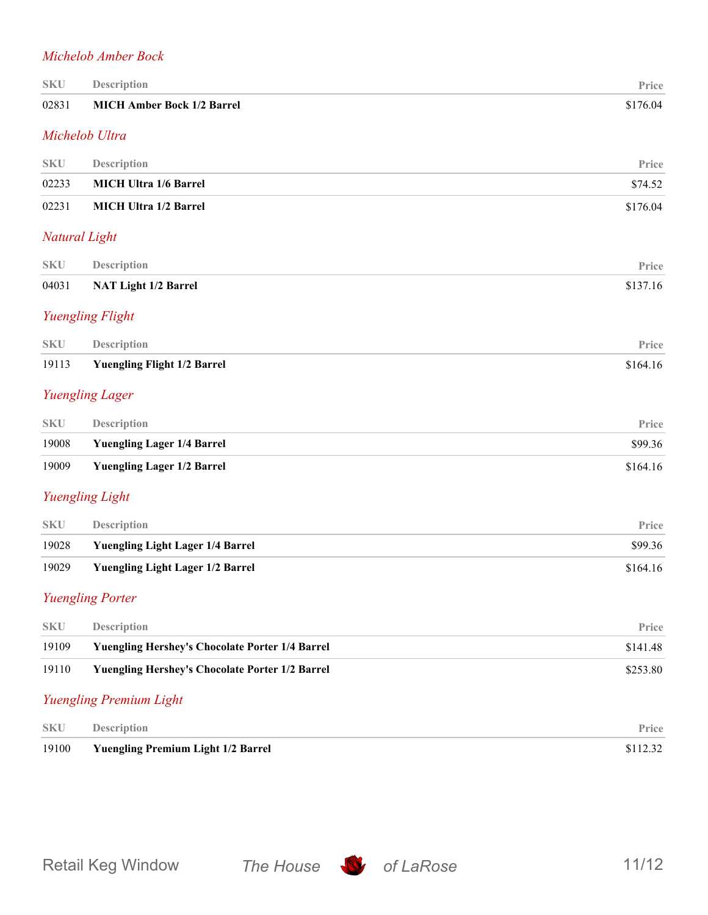## *Michelob Amber Bock*

| SKU | Description | Price |
|---|---|---|
| 02831 | **MICH Amber Bock 1/2 Barrel** | $176.04 |

## *Michelob Ultra*

| SKU | Description | Price |
|---|---|---|
| 02233 | **MICH Ultra 1/6 Barrel** | $74.52 |
| 02231 | **MICH Ultra 1/2 Barrel** | $176.04 |

## *Natural Light*

| SKU | Description | Price |
|---|---|---|
| 04031 | **NAT Light 1/2 Barrel** | $137.16 |

## *Yuengling Flight*

| SKU | Description | Price |
|---|---|---|
| 19113 | **Yuengling Flight 1/2 Barrel** | $164.16 |

## *Yuengling Lager*

| SKU | Description | Price |
|---|---|---|
| 19008 | **Yuengling Lager 1/4 Barrel** | $99.36 |
| 19009 | **Yuengling Lager 1/2 Barrel** | $164.16 |

## *Yuengling Light*

| SKU | Description | Price |
|---|---|---|
| 19028 | **Yuengling Light Lager 1/4 Barrel** | $99.36 |
| 19029 | **Yuengling Light Lager 1/2 Barrel** | $164.16 |

## *Yuengling Porter*

| SKU | Description | Price |
|---|---|---|
| 19109 | **Yuengling Hershey's Chocolate Porter 1/4 Barrel** | $141.48 |
| 19110 | **Yuengling Hershey's Chocolate Porter 1/2 Barrel** | $253.80 |

## *Yuengling Premium Light*

| SKU | Description | Price |
|---|---|---|
| 19100 | **Yuengling Premium Light 1/2 Barrel** | $112.32 |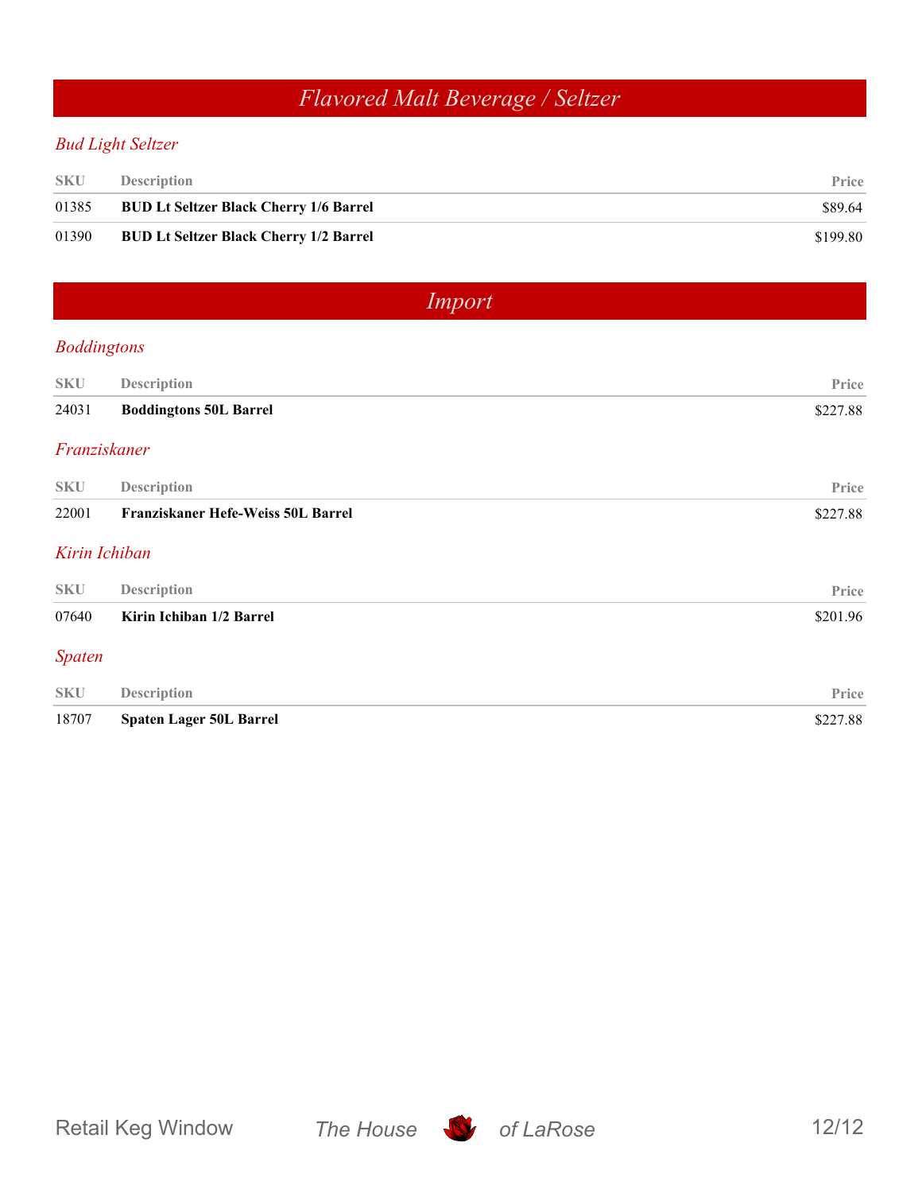# *Flavored Malt Beverage / Seltzer*

### *Bud Light Seltzer*

| SKU | Description | Price |
|---|---|---|
| 01385 | **BUD Lt Seltzer Black Cherry 1/6 Barrel** | $89.64 |
| 01390 | **BUD Lt Seltzer Black Cherry 1/2 Barrel** | $199.80 |

# *Import*

### *Boddingtons*

| SKU | Description | Price |
|---|---|---|
| 24031 | **Boddingtons 50L Barrel** | $227.88 |

### *Franziskaner*

| SKU | Description | Price |
|---|---|---|
| 22001 | **Franziskaner Hefe-Weiss 50L Barrel** | $227.88 |

### *Kirin Ichiban*

| SKU | Description | Price |
|---|---|---|
| 07640 | **Kirin Ichiban 1/2 Barrel** | $201.96 |

### *Spaten*

| SKU | Description | Price |
|---|---|---|
| 18707 | **Spaten Lager 50L Barrel** | $227.88 |